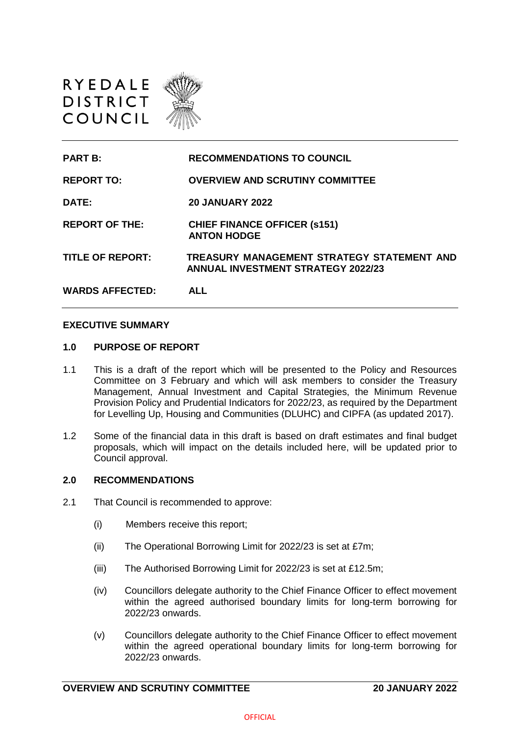RYEDALE
DISTRICT
COUNCIL

| | |
|---|---|
| **PART B:** | **RECOMMENDATIONS TO COUNCIL** |
| **REPORT TO:** | **OVERVIEW AND SCRUTINY COMMITTEE** |
| **DATE:** | **20 JANUARY 2022** |
| **REPORT OF THE:** | **CHIEF FINANCE OFFICER (s151) ANTON HODGE** |
| **TITLE OF REPORT:** | **TREASURY MANAGEMENT STRATEGY STATEMENT AND ANNUAL INVESTMENT STRATEGY 2022/23** |
| **WARDS AFFECTED:** | **ALL** |

**EXECUTIVE SUMMARY**

## 1.0 PURPOSE OF REPORT

1.1 This is a draft of the report which will be presented to the Policy and Resources Committee on 3 February and which will ask members to consider the Treasury Management, Annual Investment and Capital Strategies, the Minimum Revenue Provision Policy and Prudential Indicators for 2022/23, as required by the Department for Levelling Up, Housing and Communities (DLUHC) and CIPFA (as updated 2017).

1.2 Some of the financial data in this draft is based on draft estimates and final budget proposals, which will impact on the details included here, will be updated prior to Council approval.

## 2.0 RECOMMENDATIONS

2.1 That Council is recommended to approve:

(i) Members receive this report;

(ii) The Operational Borrowing Limit for 2022/23 is set at £7m;

(iii) The Authorised Borrowing Limit for 2022/23 is set at £12.5m;

(iv) Councillors delegate authority to the Chief Finance Officer to effect movement within the agreed authorised boundary limits for long-term borrowing for 2022/23 onwards.

(v) Councillors delegate authority to the Chief Finance Officer to effect movement within the agreed operational boundary limits for long-term borrowing for 2022/23 onwards.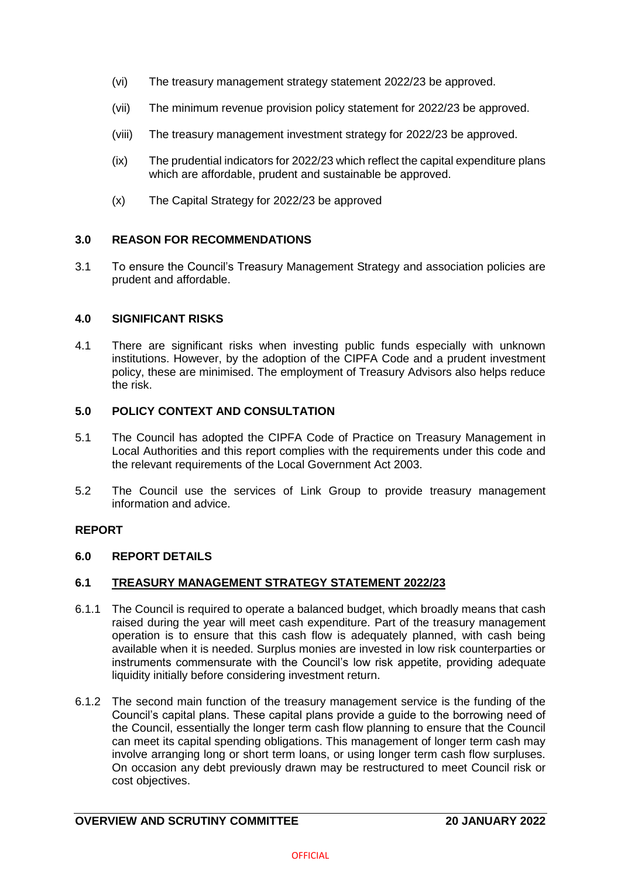(vi) The treasury management strategy statement 2022/23 be approved.

(vii) The minimum revenue provision policy statement for 2022/23 be approved.

(viii) The treasury management investment strategy for 2022/23 be approved.

(ix) The prudential indicators for 2022/23 which reflect the capital expenditure plans which are affordable, prudent and sustainable be approved.

(x) The Capital Strategy for 2022/23 be approved

## 3.0 REASON FOR RECOMMENDATIONS

3.1 To ensure the Council's Treasury Management Strategy and association policies are prudent and affordable.

## 4.0 SIGNIFICANT RISKS

4.1 There are significant risks when investing public funds especially with unknown institutions. However, by the adoption of the CIPFA Code and a prudent investment policy, these are minimised. The employment of Treasury Advisors also helps reduce the risk.

## 5.0 POLICY CONTEXT AND CONSULTATION

5.1 The Council has adopted the CIPFA Code of Practice on Treasury Management in Local Authorities and this report complies with the requirements under this code and the relevant requirements of the Local Government Act 2003.

5.2 The Council use the services of Link Group to provide treasury management information and advice.

## REPORT

## 6.0 REPORT DETAILS

### 6.1 TREASURY MANAGEMENT STRATEGY STATEMENT 2022/23

6.1.1 The Council is required to operate a balanced budget, which broadly means that cash raised during the year will meet cash expenditure. Part of the treasury management operation is to ensure that this cash flow is adequately planned, with cash being available when it is needed. Surplus monies are invested in low risk counterparties or instruments commensurate with the Council's low risk appetite, providing adequate liquidity initially before considering investment return.

6.1.2 The second main function of the treasury management service is the funding of the Council's capital plans. These capital plans provide a guide to the borrowing need of the Council, essentially the longer term cash flow planning to ensure that the Council can meet its capital spending obligations. This management of longer term cash may involve arranging long or short term loans, or using longer term cash flow surpluses. On occasion any debt previously drawn may be restructured to meet Council risk or cost objectives.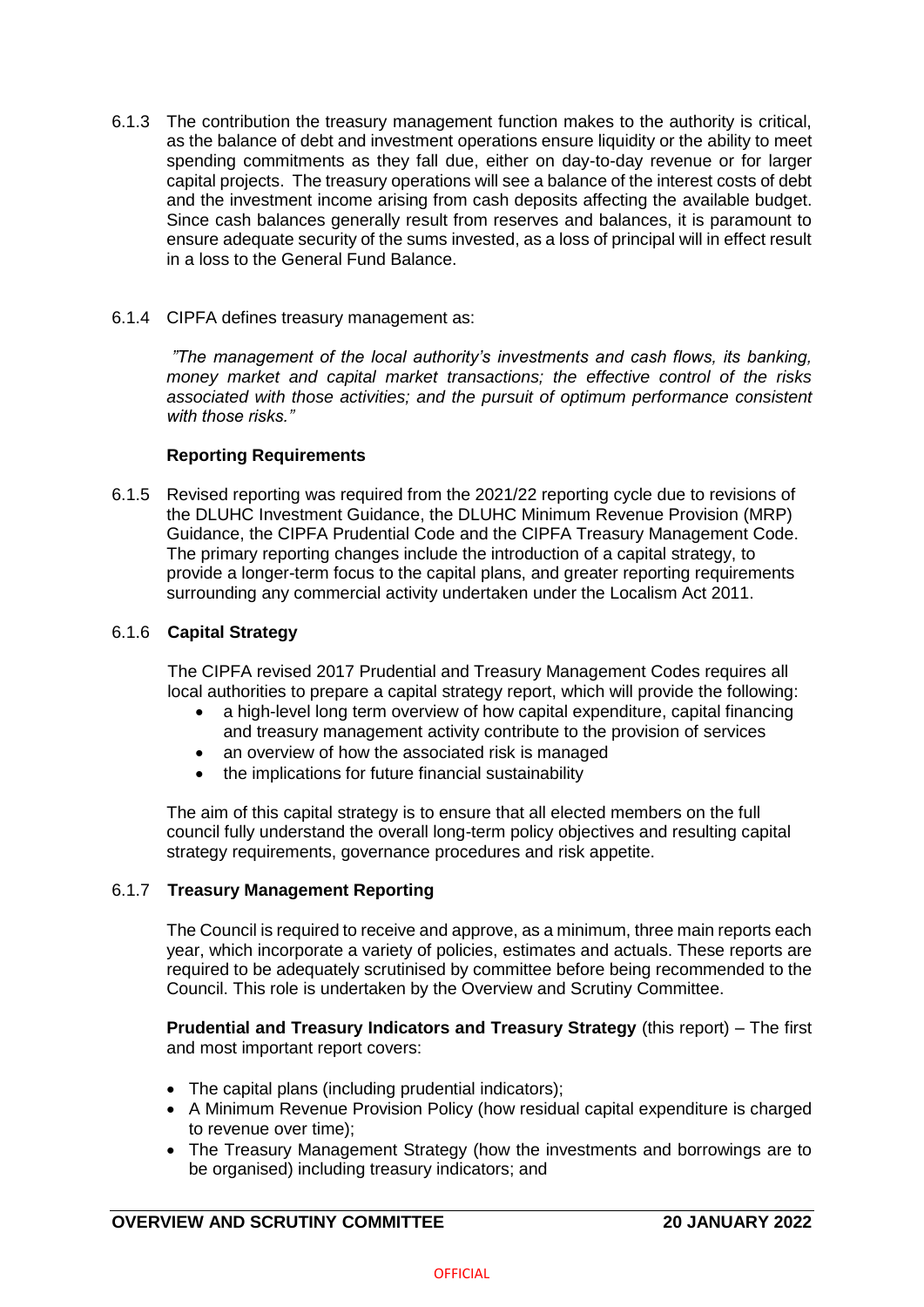6.1.3 The contribution the treasury management function makes to the authority is critical, as the balance of debt and investment operations ensure liquidity or the ability to meet spending commitments as they fall due, either on day-to-day revenue or for larger capital projects. The treasury operations will see a balance of the interest costs of debt and the investment income arising from cash deposits affecting the available budget. Since cash balances generally result from reserves and balances, it is paramount to ensure adequate security of the sums invested, as a loss of principal will in effect result in a loss to the General Fund Balance.

6.1.4 CIPFA defines treasury management as:

> *"The management of the local authority's investments and cash flows, its banking, money market and capital market transactions; the effective control of the risks associated with those activities; and the pursuit of optimum performance consistent with those risks."*

**Reporting Requirements**

6.1.5 Revised reporting was required from the 2021/22 reporting cycle due to revisions of the DLUHC Investment Guidance, the DLUHC Minimum Revenue Provision (MRP) Guidance, the CIPFA Prudential Code and the CIPFA Treasury Management Code. The primary reporting changes include the introduction of a capital strategy, to provide a longer-term focus to the capital plans, and greater reporting requirements surrounding any commercial activity undertaken under the Localism Act 2011.

6.1.6 **Capital Strategy**

The CIPFA revised 2017 Prudential and Treasury Management Codes requires all local authorities to prepare a capital strategy report, which will provide the following:

- a high-level long term overview of how capital expenditure, capital financing and treasury management activity contribute to the provision of services
- an overview of how the associated risk is managed
- the implications for future financial sustainability

The aim of this capital strategy is to ensure that all elected members on the full council fully understand the overall long-term policy objectives and resulting capital strategy requirements, governance procedures and risk appetite.

6.1.7 **Treasury Management Reporting**

The Council is required to receive and approve, as a minimum, three main reports each year, which incorporate a variety of policies, estimates and actuals. These reports are required to be adequately scrutinised by committee before being recommended to the Council. This role is undertaken by the Overview and Scrutiny Committee.

**Prudential and Treasury Indicators and Treasury Strategy** (this report) – The first and most important report covers:

- The capital plans (including prudential indicators);
- A Minimum Revenue Provision Policy (how residual capital expenditure is charged to revenue over time);
- The Treasury Management Strategy (how the investments and borrowings are to be organised) including treasury indicators; and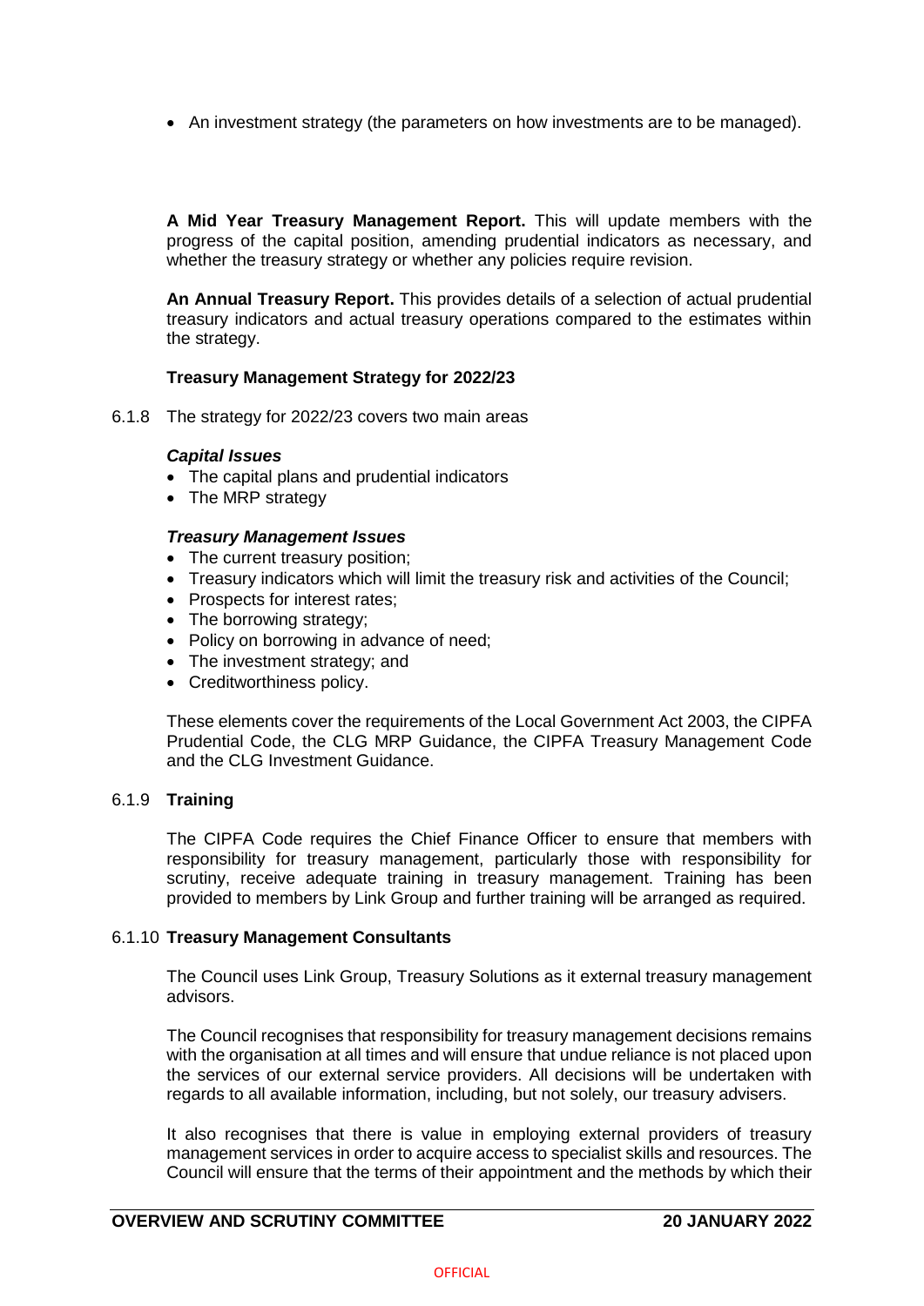- An investment strategy (the parameters on how investments are to be managed).

**A Mid Year Treasury Management Report.** This will update members with the progress of the capital position, amending prudential indicators as necessary, and whether the treasury strategy or whether any policies require revision.

**An Annual Treasury Report.** This provides details of a selection of actual prudential treasury indicators and actual treasury operations compared to the estimates within the strategy.

**Treasury Management Strategy for 2022/23**

6.1.8 The strategy for 2022/23 covers two main areas

***Capital Issues***

- The capital plans and prudential indicators
- The MRP strategy

***Treasury Management Issues***

- The current treasury position;
- Treasury indicators which will limit the treasury risk and activities of the Council;
- Prospects for interest rates;
- The borrowing strategy;
- Policy on borrowing in advance of need;
- The investment strategy; and
- Creditworthiness policy.

These elements cover the requirements of the Local Government Act 2003, the CIPFA Prudential Code, the CLG MRP Guidance, the CIPFA Treasury Management Code and the CLG Investment Guidance.

6.1.9 **Training**

The CIPFA Code requires the Chief Finance Officer to ensure that members with responsibility for treasury management, particularly those with responsibility for scrutiny, receive adequate training in treasury management. Training has been provided to members by Link Group and further training will be arranged as required.

6.1.10 **Treasury Management Consultants**

The Council uses Link Group, Treasury Solutions as it external treasury management advisors.

The Council recognises that responsibility for treasury management decisions remains with the organisation at all times and will ensure that undue reliance is not placed upon the services of our external service providers. All decisions will be undertaken with regards to all available information, including, but not solely, our treasury advisers.

It also recognises that there is value in employing external providers of treasury management services in order to acquire access to specialist skills and resources. The Council will ensure that the terms of their appointment and the methods by which their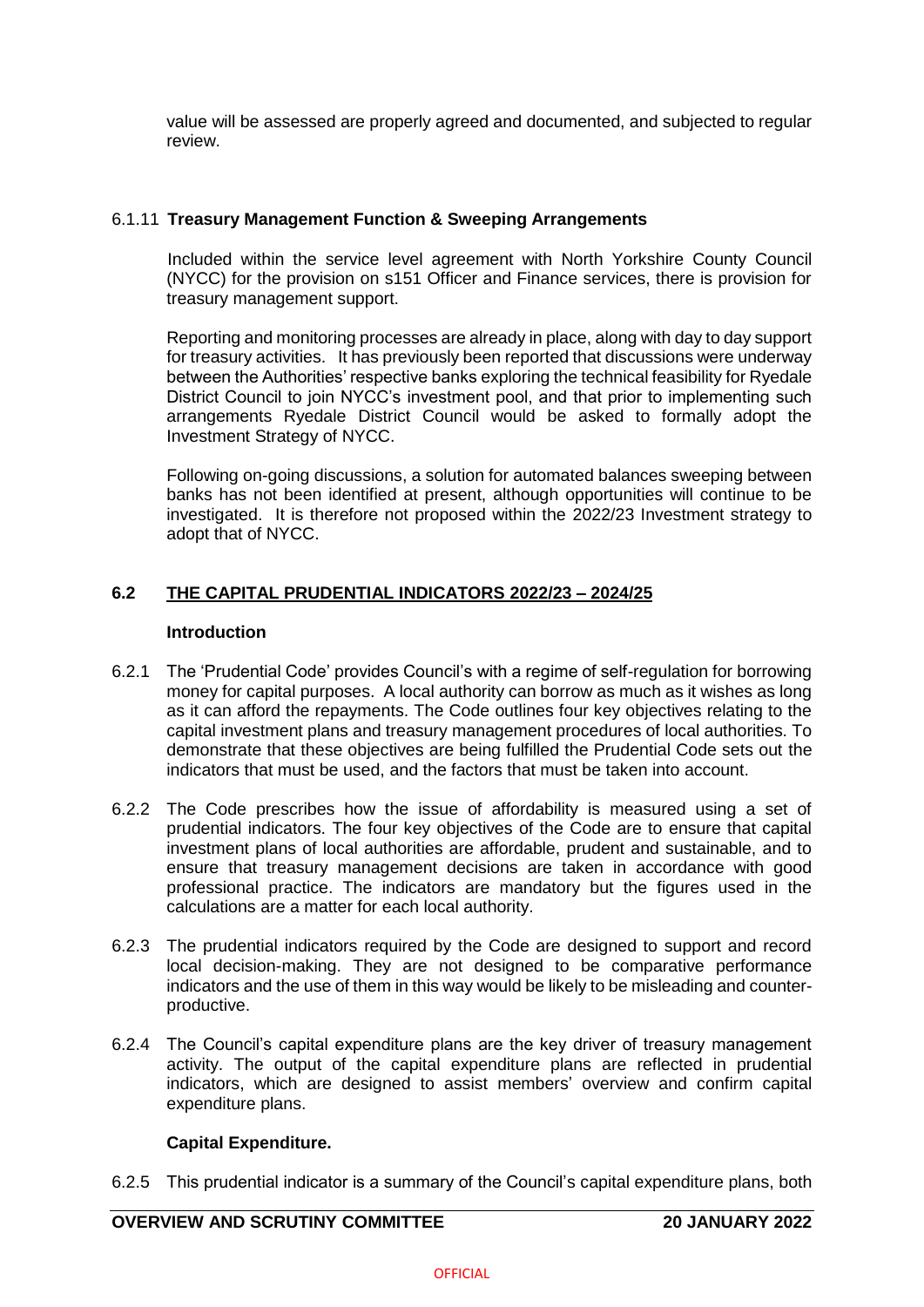value will be assessed are properly agreed and documented, and subjected to regular review.

6.1.11 **Treasury Management Function & Sweeping Arrangements**

Included within the service level agreement with North Yorkshire County Council (NYCC) for the provision on s151 Officer and Finance services, there is provision for treasury management support.

Reporting and monitoring processes are already in place, along with day to day support for treasury activities. It has previously been reported that discussions were underway between the Authorities' respective banks exploring the technical feasibility for Ryedale District Council to join NYCC's investment pool, and that prior to implementing such arrangements Ryedale District Council would be asked to formally adopt the Investment Strategy of NYCC.

Following on-going discussions, a solution for automated balances sweeping between banks has not been identified at present, although opportunities will continue to be investigated. It is therefore not proposed within the 2022/23 Investment strategy to adopt that of NYCC.

## 6.2 THE CAPITAL PRUDENTIAL INDICATORS 2022/23 – 2024/25

**Introduction**

6.2.1 The 'Prudential Code' provides Council's with a regime of self-regulation for borrowing money for capital purposes. A local authority can borrow as much as it wishes as long as it can afford the repayments. The Code outlines four key objectives relating to the capital investment plans and treasury management procedures of local authorities. To demonstrate that these objectives are being fulfilled the Prudential Code sets out the indicators that must be used, and the factors that must be taken into account.

6.2.2 The Code prescribes how the issue of affordability is measured using a set of prudential indicators. The four key objectives of the Code are to ensure that capital investment plans of local authorities are affordable, prudent and sustainable, and to ensure that treasury management decisions are taken in accordance with good professional practice. The indicators are mandatory but the figures used in the calculations are a matter for each local authority.

6.2.3 The prudential indicators required by the Code are designed to support and record local decision-making. They are not designed to be comparative performance indicators and the use of them in this way would be likely to be misleading and counter-productive.

6.2.4 The Council's capital expenditure plans are the key driver of treasury management activity. The output of the capital expenditure plans are reflected in prudential indicators, which are designed to assist members' overview and confirm capital expenditure plans.

**Capital Expenditure.**

6.2.5 This prudential indicator is a summary of the Council's capital expenditure plans, both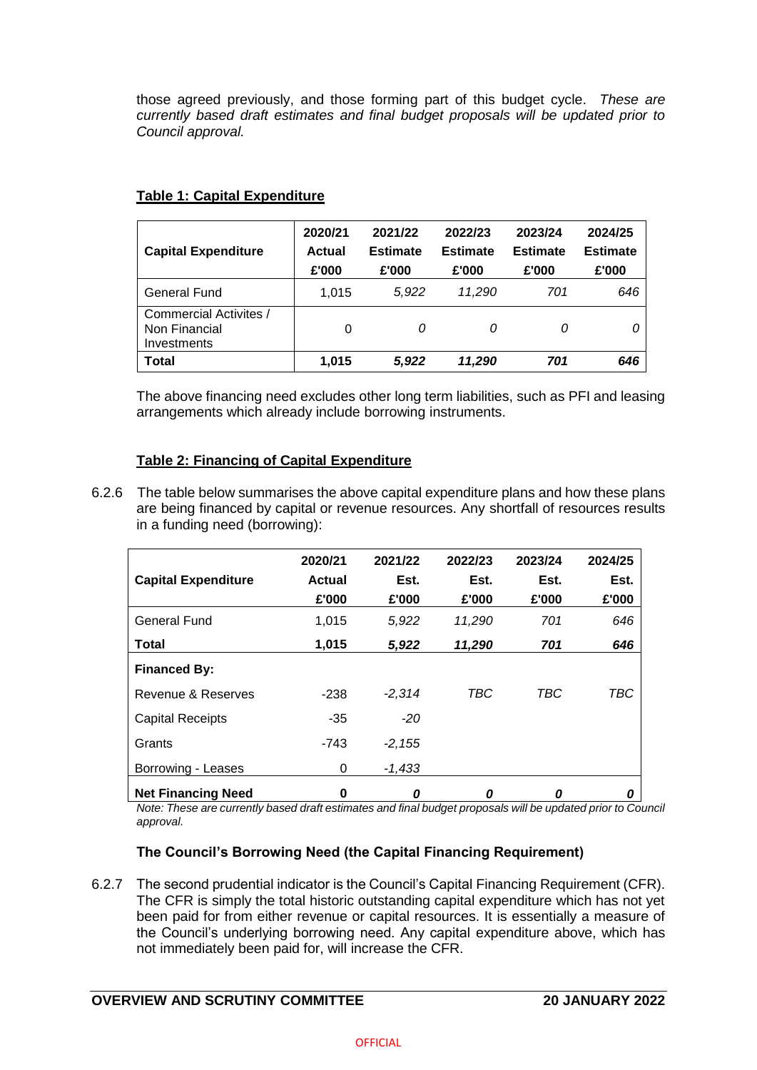those agreed previously, and those forming part of this budget cycle. *These are currently based draft estimates and final budget proposals will be updated prior to Council approval.*

**Table 1: Capital Expenditure**

| Capital Expenditure | 2020/21 Actual £'000 | 2021/22 Estimate £'000 | 2022/23 Estimate £'000 | 2023/24 Estimate £'000 | 2024/25 Estimate £'000 |
|---|---|---|---|---|---|
| General Fund | 1,015 | *5,922* | *11,290* | *701* | *646* |
| Commercial Activites / Non Financial Investments | 0 | *0* | *0* | *0* | *0* |
| **Total** | **1,015** | ***5,922*** | ***11,290*** | ***701*** | ***646*** |

The above financing need excludes other long term liabilities, such as PFI and leasing arrangements which already include borrowing instruments.

**Table 2: Financing of Capital Expenditure**

6.2.6 The table below summarises the above capital expenditure plans and how these plans are being financed by capital or revenue resources. Any shortfall of resources results in a funding need (borrowing):

| Capital Expenditure | 2020/21 Actual £'000 | 2021/22 Est. £'000 | 2022/23 Est. £'000 | 2023/24 Est. £'000 | 2024/25 Est. £'000 |
|---|---|---|---|---|---|
| General Fund | 1,015 | *5,922* | *11,290* | *701* | *646* |
| **Total** | **1,015** | ***5,922*** | ***11,290*** | ***701*** | ***646*** |
| **Financed By:** | | | | | |
| Revenue & Reserves | -238 | *-2,314* | *TBC* | *TBC* | *TBC* |
| Capital Receipts | -35 | *-20* | | | |
| Grants | -743 | *-2,155* | | | |
| Borrowing - Leases | 0 | *-1,433* | | | |
| **Net Financing Need** | **0** | ***0*** | ***0*** | ***0*** | ***0*** |

*Note: These are currently based draft estimates and final budget proposals will be updated prior to Council approval.*

**The Council's Borrowing Need (the Capital Financing Requirement)**

6.2.7 The second prudential indicator is the Council's Capital Financing Requirement (CFR). The CFR is simply the total historic outstanding capital expenditure which has not yet been paid for from either revenue or capital resources. It is essentially a measure of the Council's underlying borrowing need. Any capital expenditure above, which has not immediately been paid for, will increase the CFR.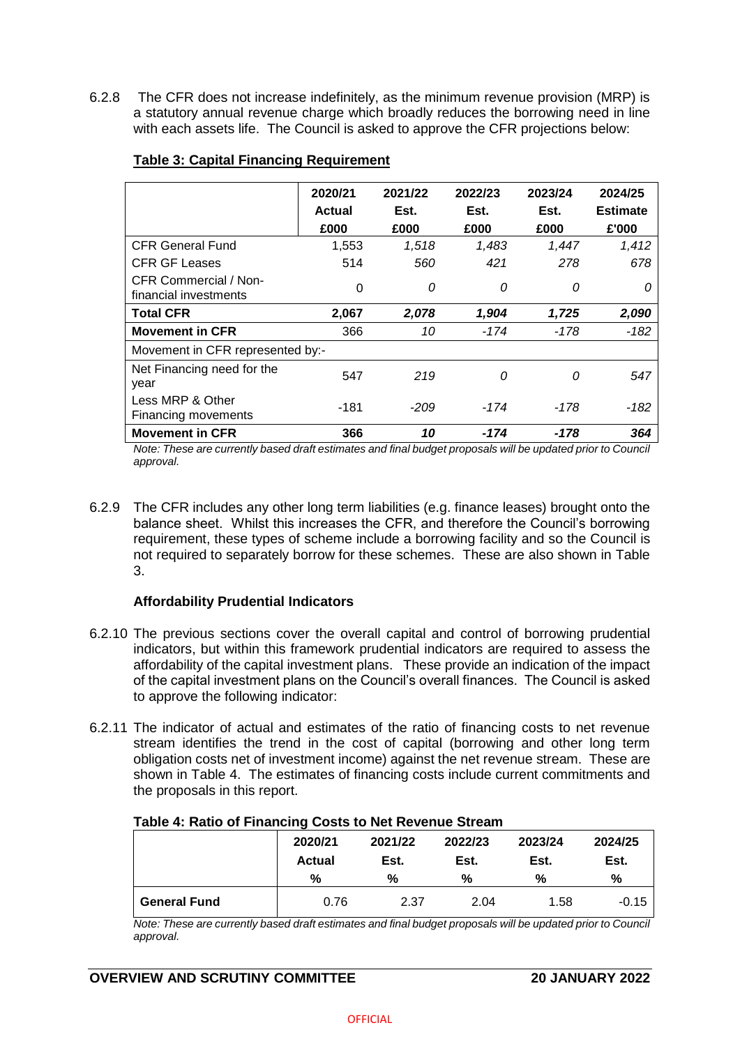6.2.8 The CFR does not increase indefinitely, as the minimum revenue provision (MRP) is a statutory annual revenue charge which broadly reduces the borrowing need in line with each assets life. The Council is asked to approve the CFR projections below:

**Table 3: Capital Financing Requirement**

| | 2020/21 Actual £000 | 2021/22 Est. £000 | 2022/23 Est. £000 | 2023/24 Est. £000 | 2024/25 Estimate £'000 |
|---|---|---|---|---|---|
| CFR General Fund | 1,553 | *1,518* | *1,483* | *1,447* | *1,412* |
| CFR GF Leases | 514 | *560* | *421* | *278* | *678* |
| CFR Commercial / Non-financial investments | 0 | *0* | *0* | *0* | *0* |
| **Total CFR** | **2,067** | ***2,078*** | ***1,904*** | ***1,725*** | ***2,090*** |
| **Movement in CFR** | 366 | *10* | *-174* | *-178* | *-182* |
| Movement in CFR represented by:- | | | | | |
| Net Financing need for the year | 547 | *219* | *0* | *0* | *547* |
| Less MRP & Other Financing movements | -181 | *-209* | *-174* | *-178* | *-182* |
| **Movement in CFR** | **366** | ***10*** | ***-174*** | ***-178*** | ***364*** |

*Note: These are currently based draft estimates and final budget proposals will be updated prior to Council approval.*

6.2.9 The CFR includes any other long term liabilities (e.g. finance leases) brought onto the balance sheet. Whilst this increases the CFR, and therefore the Council's borrowing requirement, these types of scheme include a borrowing facility and so the Council is not required to separately borrow for these schemes. These are also shown in Table 3.

**Affordability Prudential Indicators**

6.2.10 The previous sections cover the overall capital and control of borrowing prudential indicators, but within this framework prudential indicators are required to assess the affordability of the capital investment plans. These provide an indication of the impact of the capital investment plans on the Council's overall finances. The Council is asked to approve the following indicator:

6.2.11 The indicator of actual and estimates of the ratio of financing costs to net revenue stream identifies the trend in the cost of capital (borrowing and other long term obligation costs net of investment income) against the net revenue stream. These are shown in Table 4. The estimates of financing costs include current commitments and the proposals in this report.

**Table 4: Ratio of Financing Costs to Net Revenue Stream**

| | 2020/21 Actual % | 2021/22 Est. % | 2022/23 Est. % | 2023/24 Est. % | 2024/25 Est. % |
|---|---|---|---|---|---|
| **General Fund** | 0.76 | 2.37 | 2.04 | 1.58 | -0.15 |

*Note: These are currently based draft estimates and final budget proposals will be updated prior to Council approval.*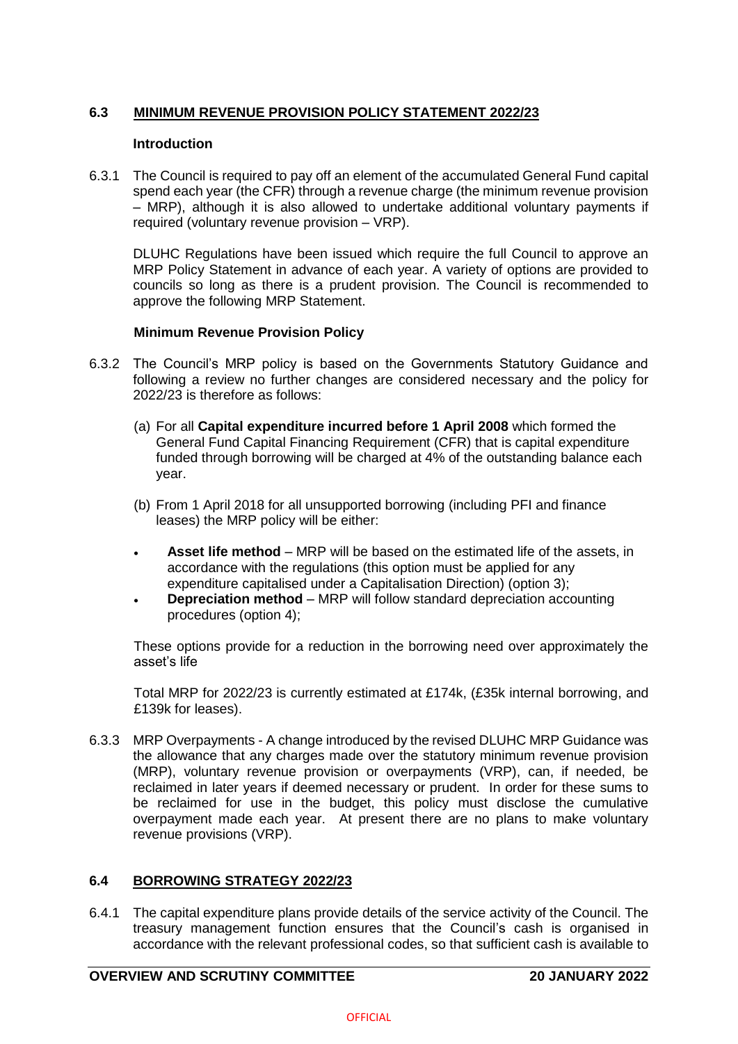## 6.3 MINIMUM REVENUE PROVISION POLICY STATEMENT 2022/23

**Introduction**

6.3.1 The Council is required to pay off an element of the accumulated General Fund capital spend each year (the CFR) through a revenue charge (the minimum revenue provision – MRP), although it is also allowed to undertake additional voluntary payments if required (voluntary revenue provision – VRP).

DLUHC Regulations have been issued which require the full Council to approve an MRP Policy Statement in advance of each year. A variety of options are provided to councils so long as there is a prudent provision. The Council is recommended to approve the following MRP Statement.

**Minimum Revenue Provision Policy**

6.3.2 The Council's MRP policy is based on the Governments Statutory Guidance and following a review no further changes are considered necessary and the policy for 2022/23 is therefore as follows:

(a) For all **Capital expenditure incurred before 1 April 2008** which formed the General Fund Capital Financing Requirement (CFR) that is capital expenditure funded through borrowing will be charged at 4% of the outstanding balance each year.

(b) From 1 April 2018 for all unsupported borrowing (including PFI and finance leases) the MRP policy will be either:

- **Asset life method** – MRP will be based on the estimated life of the assets, in accordance with the regulations (this option must be applied for any expenditure capitalised under a Capitalisation Direction) (option 3);
- **Depreciation method** – MRP will follow standard depreciation accounting procedures (option 4);

These options provide for a reduction in the borrowing need over approximately the asset's life

Total MRP for 2022/23 is currently estimated at £174k, (£35k internal borrowing, and £139k for leases).

6.3.3 MRP Overpayments - A change introduced by the revised DLUHC MRP Guidance was the allowance that any charges made over the statutory minimum revenue provision (MRP), voluntary revenue provision or overpayments (VRP), can, if needed, be reclaimed in later years if deemed necessary or prudent. In order for these sums to be reclaimed for use in the budget, this policy must disclose the cumulative overpayment made each year. At present there are no plans to make voluntary revenue provisions (VRP).

## 6.4 BORROWING STRATEGY 2022/23

6.4.1 The capital expenditure plans provide details of the service activity of the Council. The treasury management function ensures that the Council's cash is organised in accordance with the relevant professional codes, so that sufficient cash is available to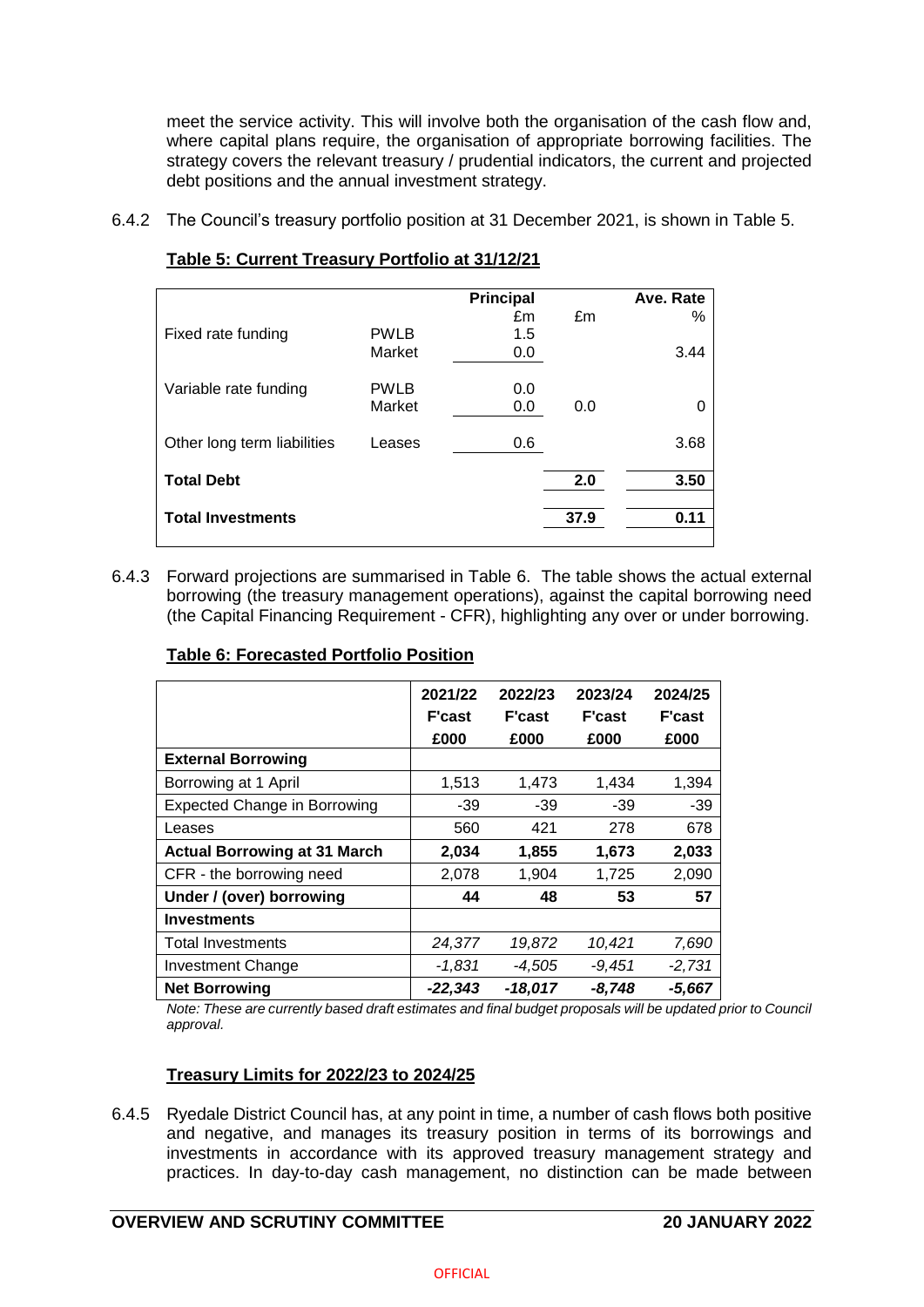meet the service activity. This will involve both the organisation of the cash flow and, where capital plans require, the organisation of appropriate borrowing facilities. The strategy covers the relevant treasury / prudential indicators, the current and projected debt positions and the annual investment strategy.

6.4.2 The Council's treasury portfolio position at 31 December 2021, is shown in Table 5.

**Table 5: Current Treasury Portfolio at 31/12/21**

| | | Principal £m | £m | Ave. Rate % |
|---|---|---|---|---|
| Fixed rate funding | PWLB | 1.5 | | |
| | Market | 0.0 | | 3.44 |
| Variable rate funding | PWLB | 0.0 | | |
| | Market | 0.0 | 0.0 | 0 |
| Other long term liabilities | Leases | 0.6 | | 3.68 |
| **Total Debt** | | | **2.0** | **3.50** |
| **Total Investments** | | | **37.9** | **0.11** |

6.4.3 Forward projections are summarised in Table 6. The table shows the actual external borrowing (the treasury management operations), against the capital borrowing need (the Capital Financing Requirement - CFR), highlighting any over or under borrowing.

**Table 6: Forecasted Portfolio Position**

| | 2021/22 F'cast £000 | 2022/23 F'cast £000 | 2023/24 F'cast £000 | 2024/25 F'cast £000 |
|---|---|---|---|---|
| **External Borrowing** | | | | |
| Borrowing at 1 April | 1,513 | 1,473 | 1,434 | 1,394 |
| Expected Change in Borrowing | -39 | -39 | -39 | -39 |
| Leases | 560 | 421 | 278 | 678 |
| **Actual Borrowing at 31 March** | **2,034** | **1,855** | **1,673** | **2,033** |
| CFR - the borrowing need | 2,078 | 1,904 | 1,725 | 2,090 |
| **Under / (over) borrowing** | **44** | **48** | **53** | **57** |
| **Investments** | | | | |
| Total Investments | *24,377* | *19,872* | *10,421* | *7,690* |
| Investment Change | *-1,831* | *-4,505* | *-9,451* | *-2,731* |
| **Net Borrowing** | ***-22,343*** | ***-18,017*** | ***-8,748*** | ***-5,667*** |

*Note: These are currently based draft estimates and final budget proposals will be updated prior to Council approval.*

**Treasury Limits for 2022/23 to 2024/25**

6.4.5 Ryedale District Council has, at any point in time, a number of cash flows both positive and negative, and manages its treasury position in terms of its borrowings and investments in accordance with its approved treasury management strategy and practices. In day-to-day cash management, no distinction can be made between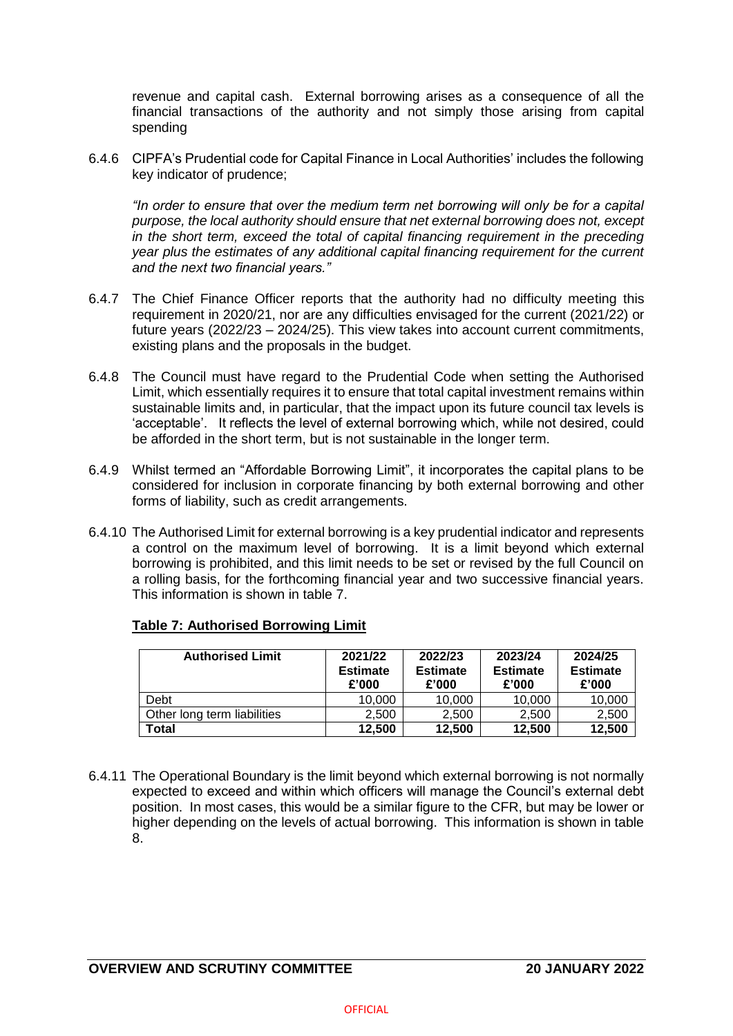revenue and capital cash. External borrowing arises as a consequence of all the financial transactions of the authority and not simply those arising from capital spending

6.4.6 CIPFA's Prudential code for Capital Finance in Local Authorities' includes the following key indicator of prudence;

*"In order to ensure that over the medium term net borrowing will only be for a capital purpose, the local authority should ensure that net external borrowing does not, except in the short term, exceed the total of capital financing requirement in the preceding year plus the estimates of any additional capital financing requirement for the current and the next two financial years."*

6.4.7 The Chief Finance Officer reports that the authority had no difficulty meeting this requirement in 2020/21, nor are any difficulties envisaged for the current (2021/22) or future years (2022/23 – 2024/25). This view takes into account current commitments, existing plans and the proposals in the budget.

6.4.8 The Council must have regard to the Prudential Code when setting the Authorised Limit, which essentially requires it to ensure that total capital investment remains within sustainable limits and, in particular, that the impact upon its future council tax levels is 'acceptable'. It reflects the level of external borrowing which, while not desired, could be afforded in the short term, but is not sustainable in the longer term.

6.4.9 Whilst termed an "Affordable Borrowing Limit", it incorporates the capital plans to be considered for inclusion in corporate financing by both external borrowing and other forms of liability, such as credit arrangements.

6.4.10 The Authorised Limit for external borrowing is a key prudential indicator and represents a control on the maximum level of borrowing. It is a limit beyond which external borrowing is prohibited, and this limit needs to be set or revised by the full Council on a rolling basis, for the forthcoming financial year and two successive financial years. This information is shown in table 7.

**Table 7: Authorised Borrowing Limit**

| Authorised Limit | 2021/22 Estimate £'000 | 2022/23 Estimate £'000 | 2023/24 Estimate £'000 | 2024/25 Estimate £'000 |
|---|---|---|---|---|
| Debt | 10,000 | 10,000 | 10,000 | 10,000 |
| Other long term liabilities | 2,500 | 2,500 | 2,500 | 2,500 |
| **Total** | **12,500** | **12,500** | **12,500** | **12,500** |

6.4.11 The Operational Boundary is the limit beyond which external borrowing is not normally expected to exceed and within which officers will manage the Council's external debt position. In most cases, this would be a similar figure to the CFR, but may be lower or higher depending on the levels of actual borrowing. This information is shown in table 8.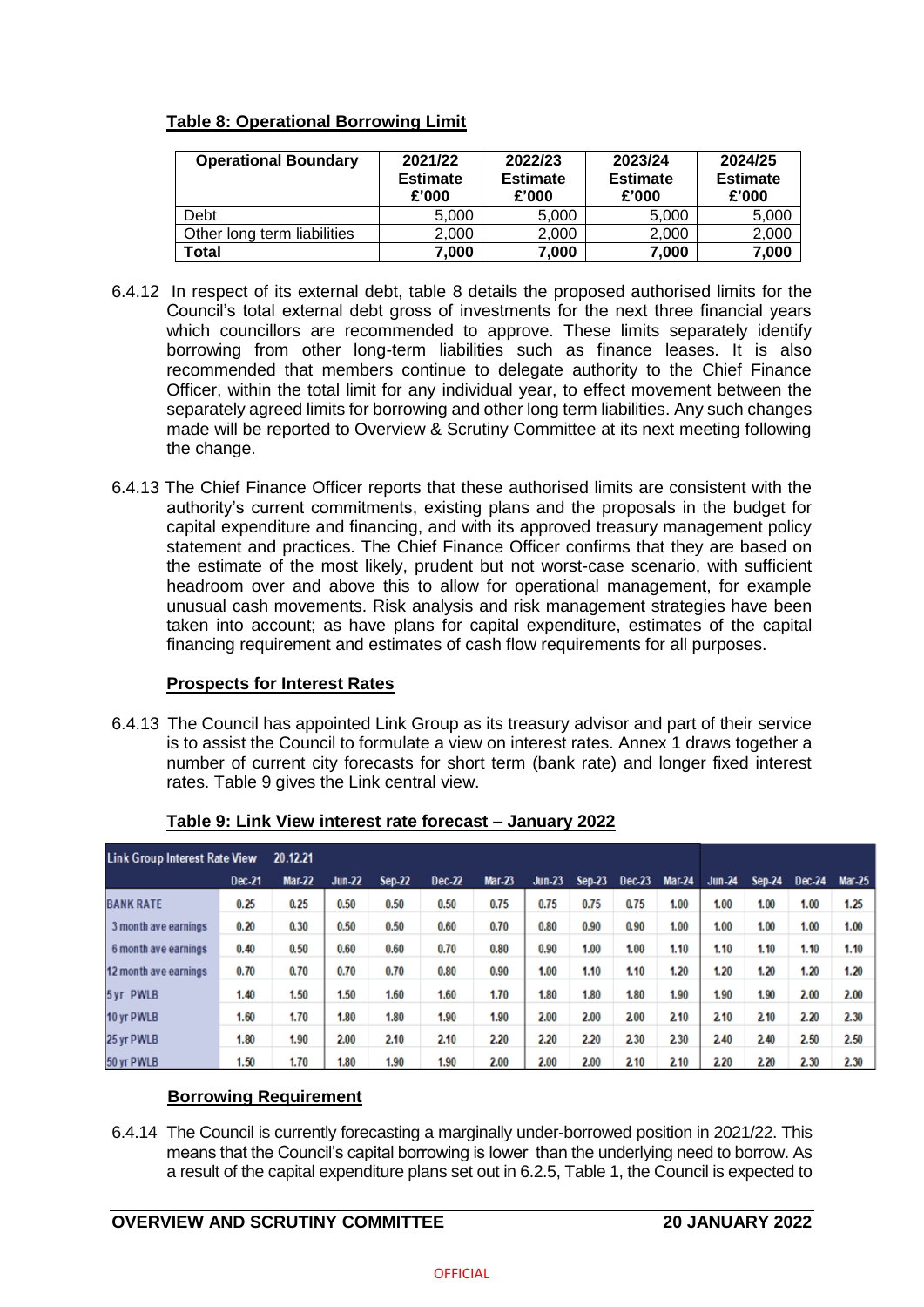**Table 8: Operational Borrowing Limit**

| Operational Boundary | 2021/22 Estimate £'000 | 2022/23 Estimate £'000 | 2023/24 Estimate £'000 | 2024/25 Estimate £'000 |
|---|---|---|---|---|
| Debt | 5,000 | 5,000 | 5,000 | 5,000 |
| Other long term liabilities | 2,000 | 2,000 | 2,000 | 2,000 |
| **Total** | **7,000** | **7,000** | **7,000** | **7,000** |

6.4.12 In respect of its external debt, table 8 details the proposed authorised limits for the Council's total external debt gross of investments for the next three financial years which councillors are recommended to approve. These limits separately identify borrowing from other long-term liabilities such as finance leases. It is also recommended that members continue to delegate authority to the Chief Finance Officer, within the total limit for any individual year, to effect movement between the separately agreed limits for borrowing and other long term liabilities. Any such changes made will be reported to Overview & Scrutiny Committee at its next meeting following the change.

6.4.13 The Chief Finance Officer reports that these authorised limits are consistent with the authority's current commitments, existing plans and the proposals in the budget for capital expenditure and financing, and with its approved treasury management policy statement and practices. The Chief Finance Officer confirms that they are based on the estimate of the most likely, prudent but not worst-case scenario, with sufficient headroom over and above this to allow for operational management, for example unusual cash movements. Risk analysis and risk management strategies have been taken into account; as have plans for capital expenditure, estimates of the capital financing requirement and estimates of cash flow requirements for all purposes.

**Prospects for Interest Rates**

6.4.13 The Council has appointed Link Group as its treasury advisor and part of their service is to assist the Council to formulate a view on interest rates. Annex 1 draws together a number of current city forecasts for short term (bank rate) and longer fixed interest rates. Table 9 gives the Link central view.

**Table 9: Link View interest rate forecast – January 2022**

| Link Group Interest Rate View 20.12.21 | Dec-21 | Mar-22 | Jun-22 | Sep-22 | Dec-22 | Mar-23 | Jun-23 | Sep-23 | Dec-23 | Mar-24 | Jun-24 | Sep-24 | Dec-24 | Mar-25 |
|---|---|---|---|---|---|---|---|---|---|---|---|---|---|---|
| BANK RATE | 0.25 | 0.25 | 0.50 | 0.50 | 0.50 | 0.75 | 0.75 | 0.75 | 0.75 | 1.00 | 1.00 | 1.00 | 1.00 | 1.25 |
| 3 month ave earnings | 0.20 | 0.30 | 0.50 | 0.50 | 0.60 | 0.70 | 0.80 | 0.90 | 0.90 | 1.00 | 1.00 | 1.00 | 1.00 | 1.00 |
| 6 month ave earnings | 0.40 | 0.50 | 0.60 | 0.60 | 0.70 | 0.80 | 0.90 | 1.00 | 1.00 | 1.10 | 1.10 | 1.10 | 1.10 | 1.10 |
| 12 month ave earnings | 0.70 | 0.70 | 0.70 | 0.70 | 0.80 | 0.90 | 1.00 | 1.10 | 1.10 | 1.20 | 1.20 | 1.20 | 1.20 | 1.20 |
| 5 yr PWLB | 1.40 | 1.50 | 1.50 | 1.60 | 1.60 | 1.70 | 1.80 | 1.80 | 1.80 | 1.90 | 1.90 | 1.90 | 2.00 | 2.00 |
| 10 yr PWLB | 1.60 | 1.70 | 1.80 | 1.80 | 1.90 | 1.90 | 2.00 | 2.00 | 2.00 | 2.10 | 2.10 | 2.10 | 2.20 | 2.30 |
| 25 yr PWLB | 1.80 | 1.90 | 2.00 | 2.10 | 2.10 | 2.20 | 2.20 | 2.20 | 2.30 | 2.30 | 2.40 | 2.40 | 2.50 | 2.50 |
| 50 yr PWLB | 1.50 | 1.70 | 1.80 | 1.90 | 1.90 | 2.00 | 2.00 | 2.00 | 2.10 | 2.10 | 2.20 | 2.20 | 2.30 | 2.30 |

**Borrowing Requirement**

6.4.14 The Council is currently forecasting a marginally under-borrowed position in 2021/22. This means that the Council's capital borrowing is lower than the underlying need to borrow. As a result of the capital expenditure plans set out in 6.2.5, Table 1, the Council is expected to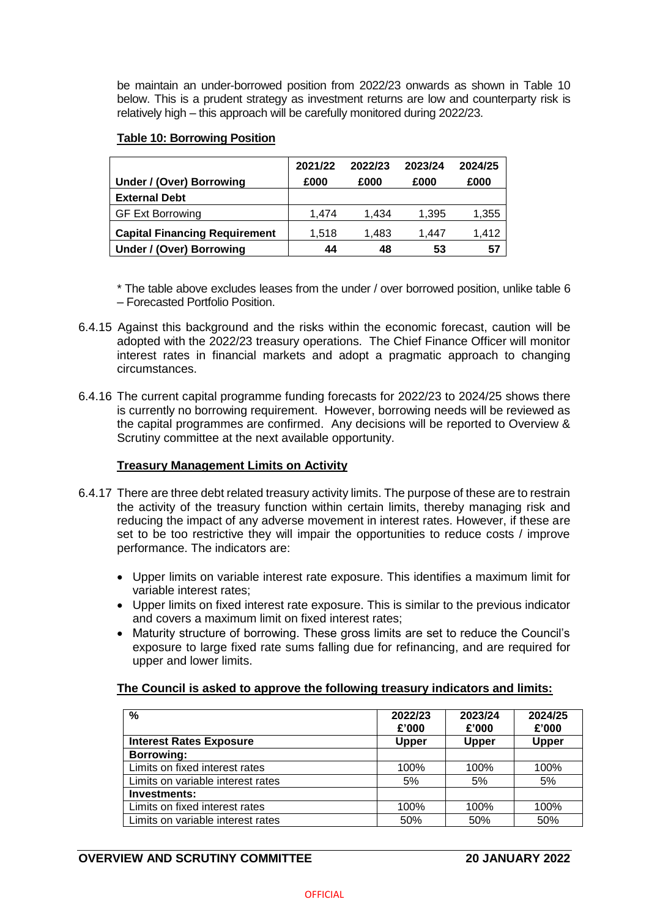be maintain an under-borrowed position from 2022/23 onwards as shown in Table 10 below. This is a prudent strategy as investment returns are low and counterparty risk is relatively high – this approach will be carefully monitored during 2022/23.

**Table 10: Borrowing Position**

| Under / (Over) Borrowing | 2021/22 £000 | 2022/23 £000 | 2023/24 £000 | 2024/25 £000 |
|---|---|---|---|---|
| **External Debt** | | | | |
| GF Ext Borrowing | 1,474 | 1,434 | 1,395 | 1,355 |
| **Capital Financing Requirement** | 1,518 | 1,483 | 1,447 | 1,412 |
| **Under / (Over) Borrowing** | **44** | **48** | **53** | **57** |

* The table above excludes leases from the under / over borrowed position, unlike table 6 – Forecasted Portfolio Position.

6.4.15 Against this background and the risks within the economic forecast, caution will be adopted with the 2022/23 treasury operations. The Chief Finance Officer will monitor interest rates in financial markets and adopt a pragmatic approach to changing circumstances.

6.4.16 The current capital programme funding forecasts for 2022/23 to 2024/25 shows there is currently no borrowing requirement. However, borrowing needs will be reviewed as the capital programmes are confirmed. Any decisions will be reported to Overview & Scrutiny committee at the next available opportunity.

**Treasury Management Limits on Activity**

6.4.17 There are three debt related treasury activity limits. The purpose of these are to restrain the activity of the treasury function within certain limits, thereby managing risk and reducing the impact of any adverse movement in interest rates. However, if these are set to be too restrictive they will impair the opportunities to reduce costs / improve performance. The indicators are:

- Upper limits on variable interest rate exposure. This identifies a maximum limit for variable interest rates;
- Upper limits on fixed interest rate exposure. This is similar to the previous indicator and covers a maximum limit on fixed interest rates;
- Maturity structure of borrowing. These gross limits are set to reduce the Council's exposure to large fixed rate sums falling due for refinancing, and are required for upper and lower limits.

**The Council is asked to approve the following treasury indicators and limits:**

| % | 2022/23 £'000 | 2023/24 £'000 | 2024/25 £'000 |
|---|---|---|---|
| **Interest Rates Exposure** | **Upper** | **Upper** | **Upper** |
| **Borrowing:** | | | |
| Limits on fixed interest rates | 100% | 100% | 100% |
| Limits on variable interest rates | 5% | 5% | 5% |
| **Investments:** | | | |
| Limits on fixed interest rates | 100% | 100% | 100% |
| Limits on variable interest rates | 50% | 50% | 50% |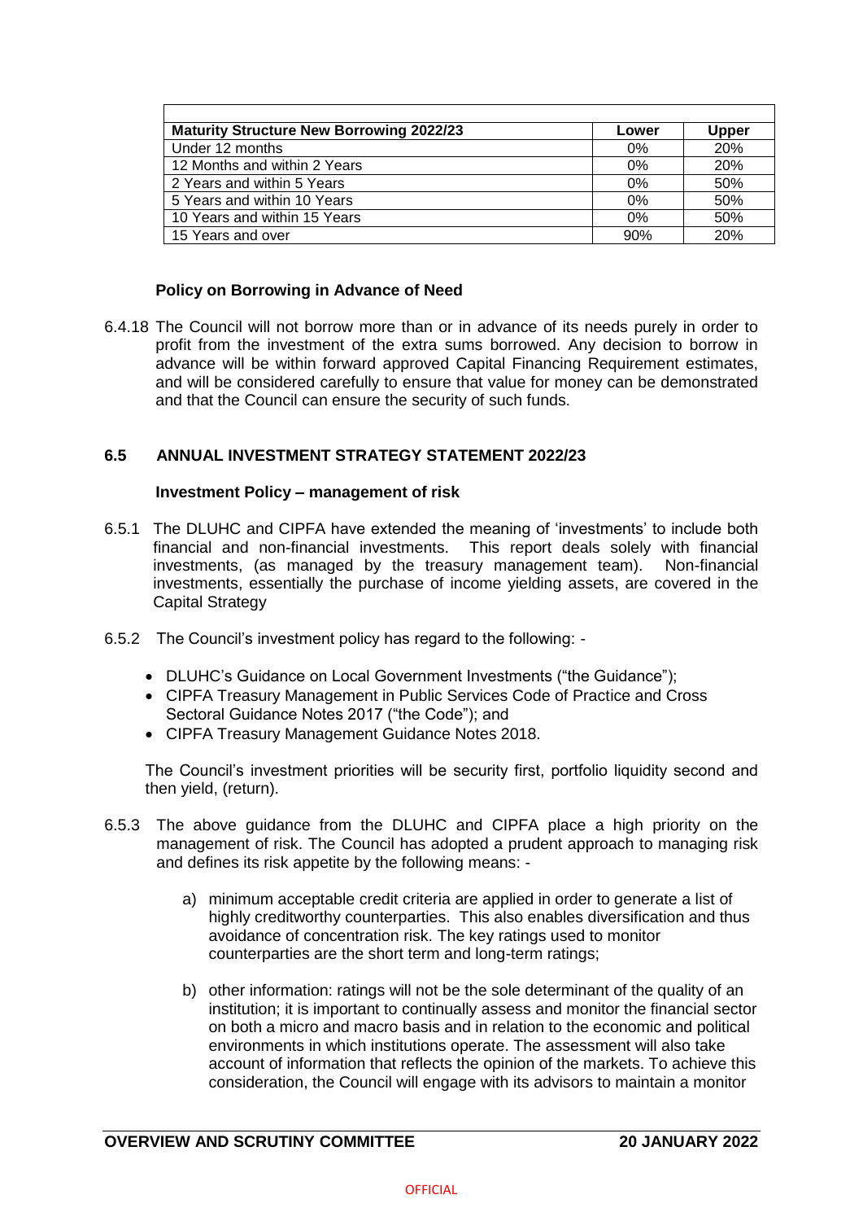| Maturity Structure New Borrowing 2022/23 | Lower | Upper |
|---|---|---|
| Under 12 months | 0% | 20% |
| 12 Months and within 2 Years | 0% | 20% |
| 2 Years and within 5 Years | 0% | 50% |
| 5 Years and within 10 Years | 0% | 50% |
| 10 Years and within 15 Years | 0% | 50% |
| 15 Years and over | 90% | 20% |

**Policy on Borrowing in Advance of Need**

6.4.18 The Council will not borrow more than or in advance of its needs purely in order to profit from the investment of the extra sums borrowed. Any decision to borrow in advance will be within forward approved Capital Financing Requirement estimates, and will be considered carefully to ensure that value for money can be demonstrated and that the Council can ensure the security of such funds.

### 6.5 ANNUAL INVESTMENT STRATEGY STATEMENT 2022/23

**Investment Policy – management of risk**

6.5.1 The DLUHC and CIPFA have extended the meaning of 'investments' to include both financial and non-financial investments. This report deals solely with financial investments, (as managed by the treasury management team). Non-financial investments, essentially the purchase of income yielding assets, are covered in the Capital Strategy

6.5.2 The Council's investment policy has regard to the following: -

- DLUHC's Guidance on Local Government Investments ("the Guidance");
- CIPFA Treasury Management in Public Services Code of Practice and Cross Sectoral Guidance Notes 2017 ("the Code"); and
- CIPFA Treasury Management Guidance Notes 2018.

The Council's investment priorities will be security first, portfolio liquidity second and then yield, (return).

6.5.3 The above guidance from the DLUHC and CIPFA place a high priority on the management of risk. The Council has adopted a prudent approach to managing risk and defines its risk appetite by the following means: -

a) minimum acceptable credit criteria are applied in order to generate a list of highly creditworthy counterparties. This also enables diversification and thus avoidance of concentration risk. The key ratings used to monitor counterparties are the short term and long-term ratings;

b) other information: ratings will not be the sole determinant of the quality of an institution; it is important to continually assess and monitor the financial sector on both a micro and macro basis and in relation to the economic and political environments in which institutions operate. The assessment will also take account of information that reflects the opinion of the markets. To achieve this consideration, the Council will engage with its advisors to maintain a monitor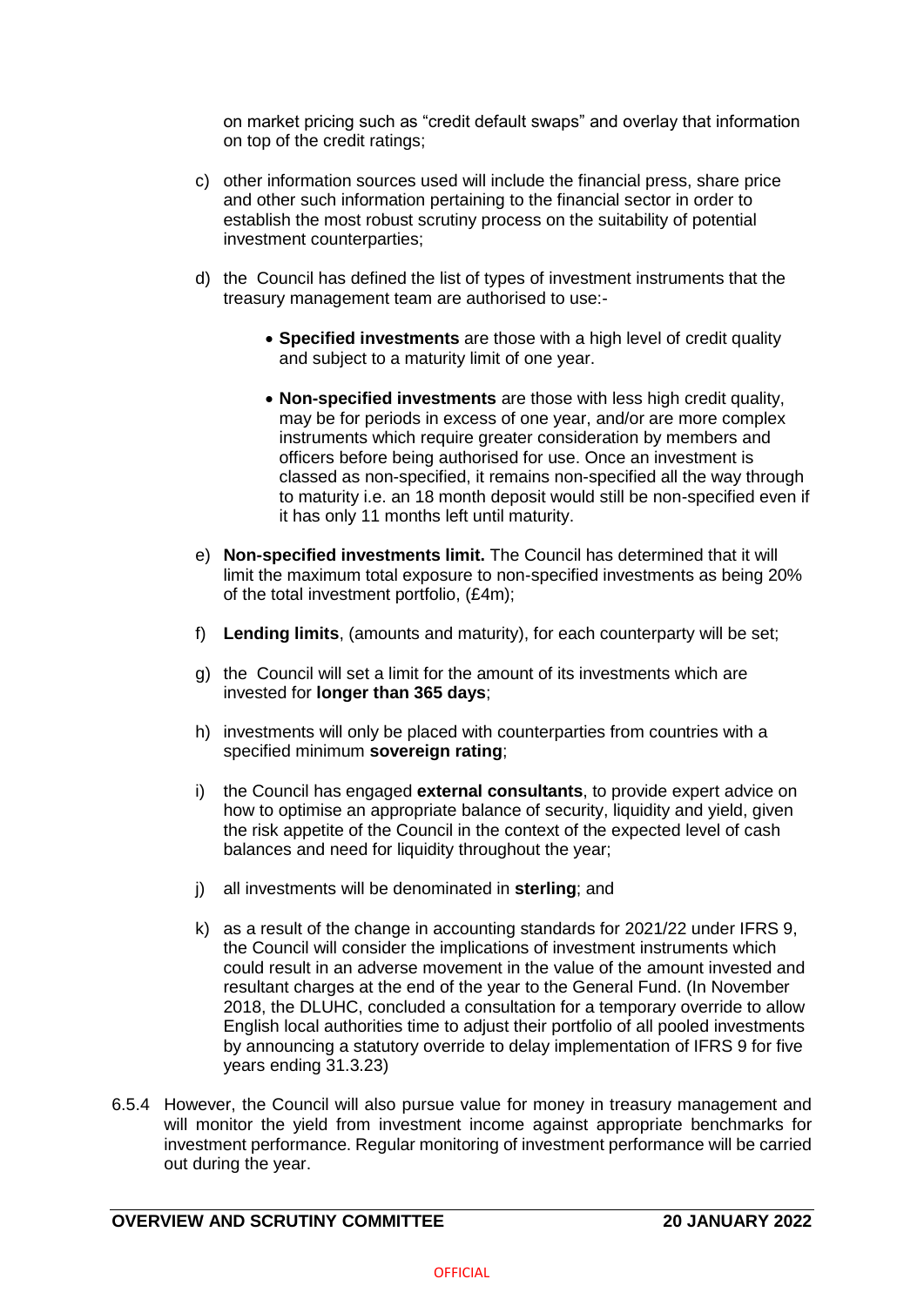on market pricing such as "credit default swaps" and overlay that information on top of the credit ratings;

c) other information sources used will include the financial press, share price and other such information pertaining to the financial sector in order to establish the most robust scrutiny process on the suitability of potential investment counterparties;

d) the Council has defined the list of types of investment instruments that the treasury management team are authorised to use:-

- **Specified investments** are those with a high level of credit quality and subject to a maturity limit of one year.

- **Non-specified investments** are those with less high credit quality, may be for periods in excess of one year, and/or are more complex instruments which require greater consideration by members and officers before being authorised for use. Once an investment is classed as non-specified, it remains non-specified all the way through to maturity i.e. an 18 month deposit would still be non-specified even if it has only 11 months left until maturity.

e) **Non-specified investments limit.** The Council has determined that it will limit the maximum total exposure to non-specified investments as being 20% of the total investment portfolio, (£4m);

f) **Lending limits**, (amounts and maturity), for each counterparty will be set;

g) the Council will set a limit for the amount of its investments which are invested for **longer than 365 days**;

h) investments will only be placed with counterparties from countries with a specified minimum **sovereign rating**;

i) the Council has engaged **external consultants**, to provide expert advice on how to optimise an appropriate balance of security, liquidity and yield, given the risk appetite of the Council in the context of the expected level of cash balances and need for liquidity throughout the year;

j) all investments will be denominated in **sterling**; and

k) as a result of the change in accounting standards for 2021/22 under IFRS 9, the Council will consider the implications of investment instruments which could result in an adverse movement in the value of the amount invested and resultant charges at the end of the year to the General Fund. (In November 2018, the DLUHC, concluded a consultation for a temporary override to allow English local authorities time to adjust their portfolio of all pooled investments by announcing a statutory override to delay implementation of IFRS 9 for five years ending 31.3.23)

6.5.4 However, the Council will also pursue value for money in treasury management and will monitor the yield from investment income against appropriate benchmarks for investment performance. Regular monitoring of investment performance will be carried out during the year.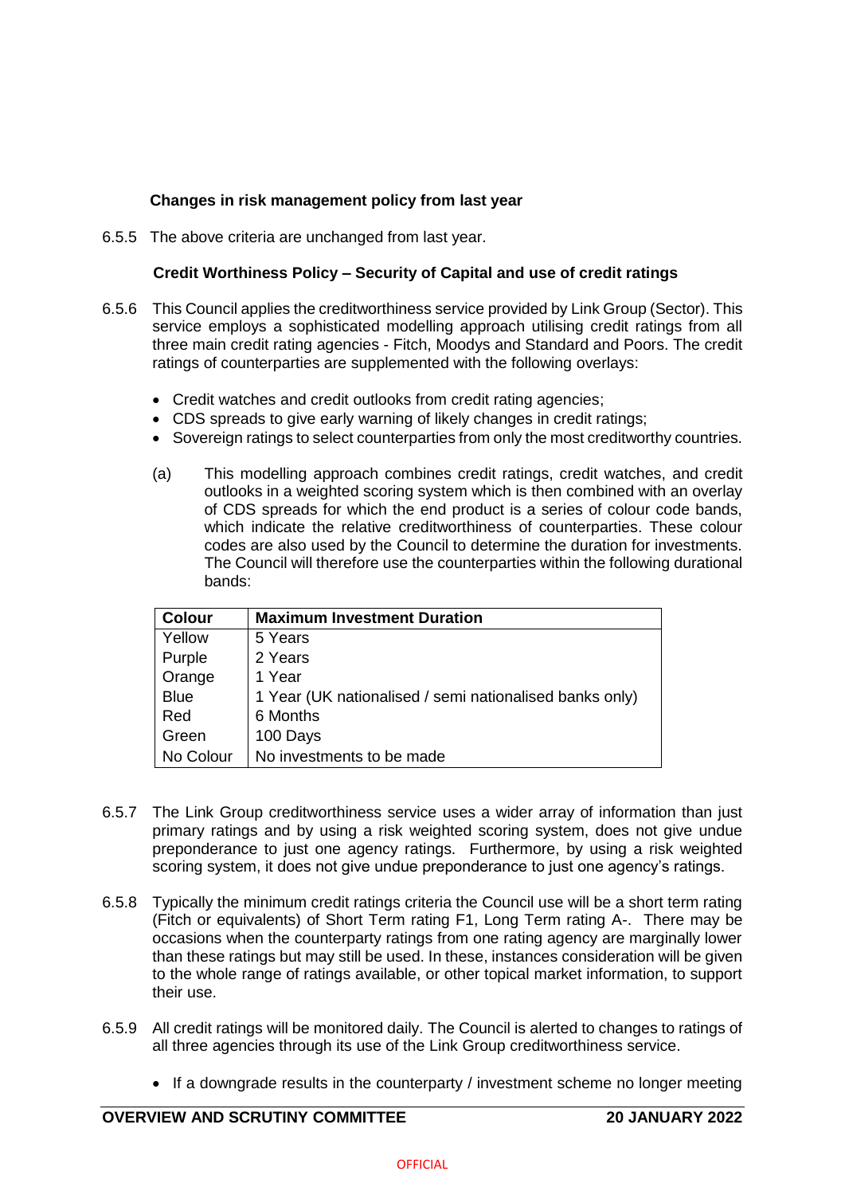**Changes in risk management policy from last year**

6.5.5 The above criteria are unchanged from last year.

**Credit Worthiness Policy – Security of Capital and use of credit ratings**

6.5.6 This Council applies the creditworthiness service provided by Link Group (Sector). This service employs a sophisticated modelling approach utilising credit ratings from all three main credit rating agencies - Fitch, Moodys and Standard and Poors. The credit ratings of counterparties are supplemented with the following overlays:

- Credit watches and credit outlooks from credit rating agencies;
- CDS spreads to give early warning of likely changes in credit ratings;
- Sovereign ratings to select counterparties from only the most creditworthy countries.

(a) This modelling approach combines credit ratings, credit watches, and credit outlooks in a weighted scoring system which is then combined with an overlay of CDS spreads for which the end product is a series of colour code bands, which indicate the relative creditworthiness of counterparties. These colour codes are also used by the Council to determine the duration for investments. The Council will therefore use the counterparties within the following durational bands:

| Colour | Maximum Investment Duration |
|---|---|
| Yellow | 5 Years |
| Purple | 2 Years |
| Orange | 1 Year |
| Blue | 1 Year (UK nationalised / semi nationalised banks only) |
| Red | 6 Months |
| Green | 100 Days |
| No Colour | No investments to be made |

6.5.7 The Link Group creditworthiness service uses a wider array of information than just primary ratings and by using a risk weighted scoring system, does not give undue preponderance to just one agency ratings. Furthermore, by using a risk weighted scoring system, it does not give undue preponderance to just one agency's ratings.

6.5.8 Typically the minimum credit ratings criteria the Council use will be a short term rating (Fitch or equivalents) of Short Term rating F1, Long Term rating A-. There may be occasions when the counterparty ratings from one rating agency are marginally lower than these ratings but may still be used. In these, instances consideration will be given to the whole range of ratings available, or other topical market information, to support their use.

6.5.9 All credit ratings will be monitored daily. The Council is alerted to changes to ratings of all three agencies through its use of the Link Group creditworthiness service.

- If a downgrade results in the counterparty / investment scheme no longer meeting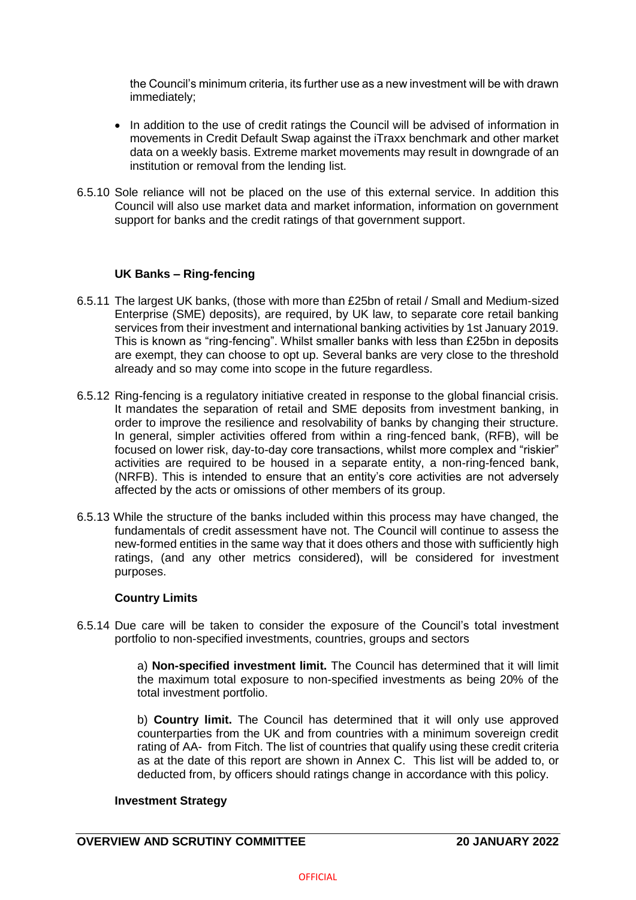the Council's minimum criteria, its further use as a new investment will be with drawn immediately;

- In addition to the use of credit ratings the Council will be advised of information in movements in Credit Default Swap against the iTraxx benchmark and other market data on a weekly basis. Extreme market movements may result in downgrade of an institution or removal from the lending list.

6.5.10 Sole reliance will not be placed on the use of this external service. In addition this Council will also use market data and market information, information on government support for banks and the credit ratings of that government support.

**UK Banks – Ring-fencing**

6.5.11 The largest UK banks, (those with more than £25bn of retail / Small and Medium-sized Enterprise (SME) deposits), are required, by UK law, to separate core retail banking services from their investment and international banking activities by 1st January 2019. This is known as "ring-fencing". Whilst smaller banks with less than £25bn in deposits are exempt, they can choose to opt up. Several banks are very close to the threshold already and so may come into scope in the future regardless.

6.5.12 Ring-fencing is a regulatory initiative created in response to the global financial crisis. It mandates the separation of retail and SME deposits from investment banking, in order to improve the resilience and resolvability of banks by changing their structure. In general, simpler activities offered from within a ring-fenced bank, (RFB), will be focused on lower risk, day-to-day core transactions, whilst more complex and "riskier" activities are required to be housed in a separate entity, a non-ring-fenced bank, (NRFB). This is intended to ensure that an entity's core activities are not adversely affected by the acts or omissions of other members of its group.

6.5.13 While the structure of the banks included within this process may have changed, the fundamentals of credit assessment have not. The Council will continue to assess the new-formed entities in the same way that it does others and those with sufficiently high ratings, (and any other metrics considered), will be considered for investment purposes.

**Country Limits**

6.5.14 Due care will be taken to consider the exposure of the Council's total investment portfolio to non-specified investments, countries, groups and sectors

a) **Non-specified investment limit.** The Council has determined that it will limit the maximum total exposure to non-specified investments as being 20% of the total investment portfolio.

b) **Country limit.** The Council has determined that it will only use approved counterparties from the UK and from countries with a minimum sovereign credit rating of AA- from Fitch. The list of countries that qualify using these credit criteria as at the date of this report are shown in Annex C. This list will be added to, or deducted from, by officers should ratings change in accordance with this policy.

**Investment Strategy**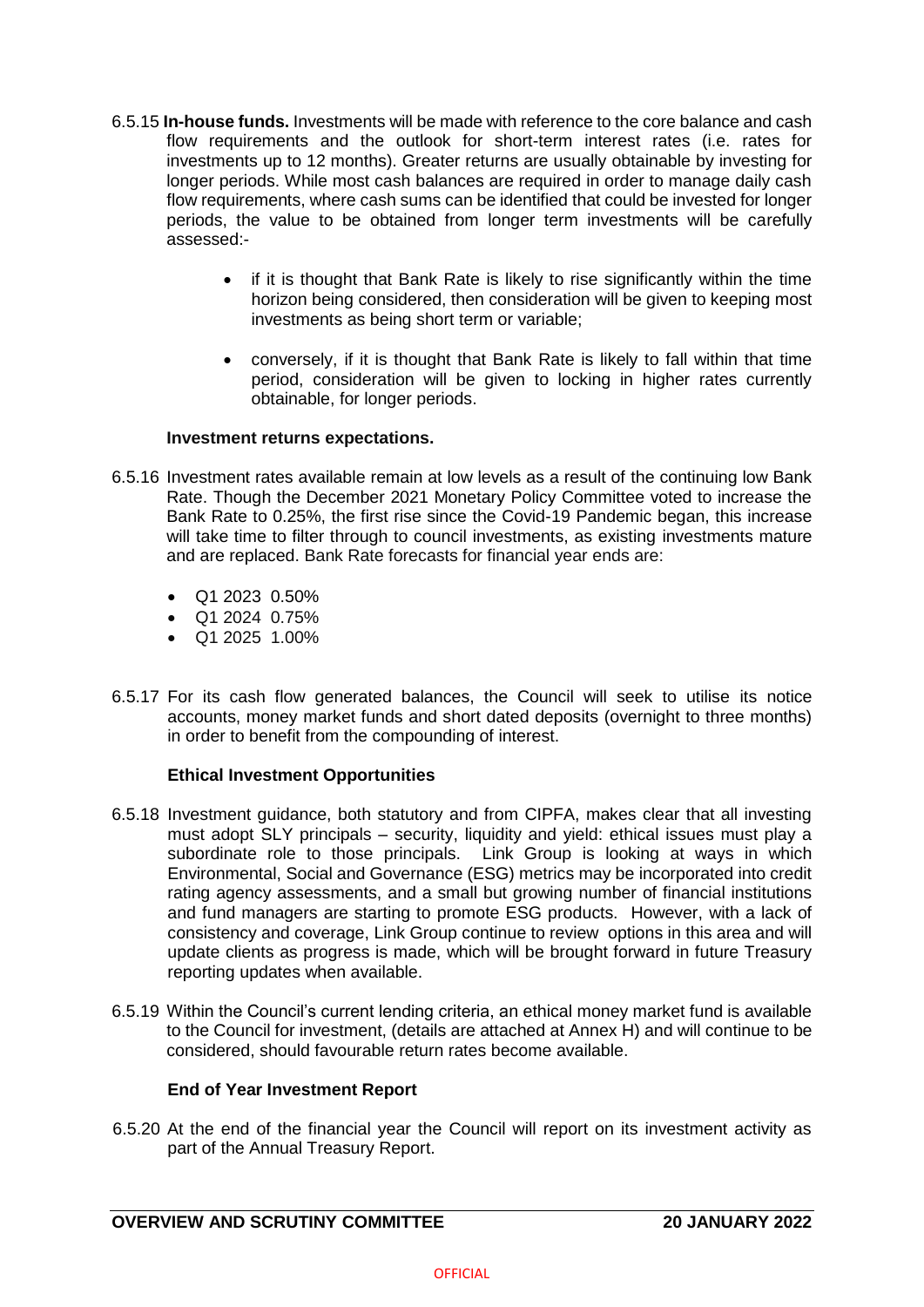6.5.15 **In-house funds.** Investments will be made with reference to the core balance and cash flow requirements and the outlook for short-term interest rates (i.e. rates for investments up to 12 months). Greater returns are usually obtainable by investing for longer periods. While most cash balances are required in order to manage daily cash flow requirements, where cash sums can be identified that could be invested for longer periods, the value to be obtained from longer term investments will be carefully assessed:-

- if it is thought that Bank Rate is likely to rise significantly within the time horizon being considered, then consideration will be given to keeping most investments as being short term or variable;
- conversely, if it is thought that Bank Rate is likely to fall within that time period, consideration will be given to locking in higher rates currently obtainable, for longer periods.

**Investment returns expectations.**

6.5.16 Investment rates available remain at low levels as a result of the continuing low Bank Rate. Though the December 2021 Monetary Policy Committee voted to increase the Bank Rate to 0.25%, the first rise since the Covid-19 Pandemic began, this increase will take time to filter through to council investments, as existing investments mature and are replaced. Bank Rate forecasts for financial year ends are:

- Q1 2023 0.50%
- Q1 2024 0.75%
- Q1 2025 1.00%

6.5.17 For its cash flow generated balances, the Council will seek to utilise its notice accounts, money market funds and short dated deposits (overnight to three months) in order to benefit from the compounding of interest.

**Ethical Investment Opportunities**

6.5.18 Investment guidance, both statutory and from CIPFA, makes clear that all investing must adopt SLY principals – security, liquidity and yield: ethical issues must play a subordinate role to those principals. Link Group is looking at ways in which Environmental, Social and Governance (ESG) metrics may be incorporated into credit rating agency assessments, and a small but growing number of financial institutions and fund managers are starting to promote ESG products. However, with a lack of consistency and coverage, Link Group continue to review options in this area and will update clients as progress is made, which will be brought forward in future Treasury reporting updates when available.

6.5.19 Within the Council's current lending criteria, an ethical money market fund is available to the Council for investment, (details are attached at Annex H) and will continue to be considered, should favourable return rates become available.

**End of Year Investment Report**

6.5.20 At the end of the financial year the Council will report on its investment activity as part of the Annual Treasury Report.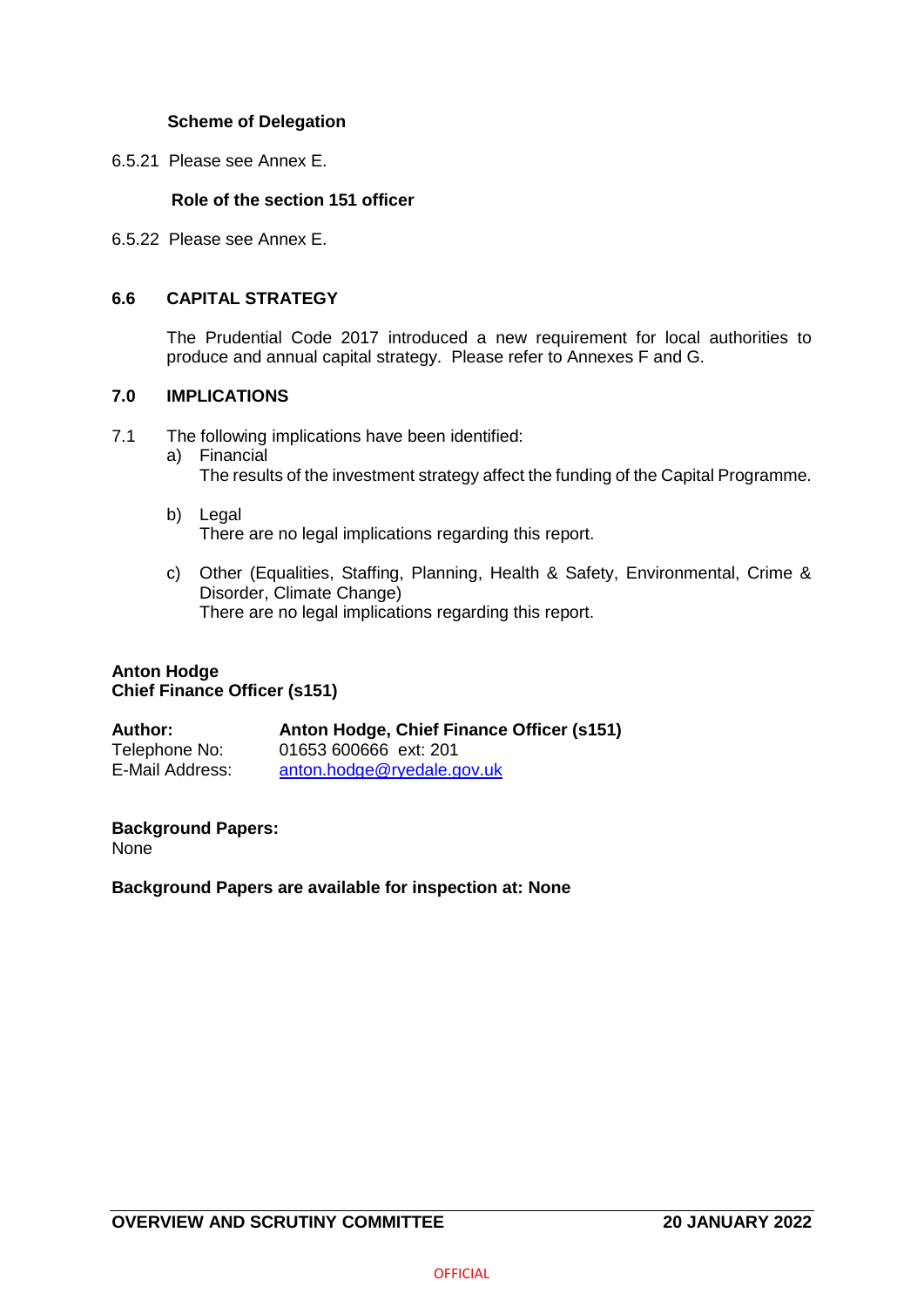**Scheme of Delegation**

6.5.21 Please see Annex E.

**Role of the section 151 officer**

6.5.22 Please see Annex E.

## 6.6 CAPITAL STRATEGY

The Prudential Code 2017 introduced a new requirement for local authorities to produce and annual capital strategy. Please refer to Annexes F and G.

## 7.0 IMPLICATIONS

7.1 The following implications have been identified:

a) Financial
   The results of the investment strategy affect the funding of the Capital Programme.

b) Legal
   There are no legal implications regarding this report.

c) Other (Equalities, Staffing, Planning, Health & Safety, Environmental, Crime & Disorder, Climate Change)
   There are no legal implications regarding this report.

**Anton Hodge**
**Chief Finance Officer (s151)**

| | |
|---|---|
| **Author:** | **Anton Hodge, Chief Finance Officer (s151)** |
| Telephone No: | 01653 600666 ext: 201 |
| E-Mail Address: | anton.hodge@ryedale.gov.uk |

**Background Papers:**
None

**Background Papers are available for inspection at: None**